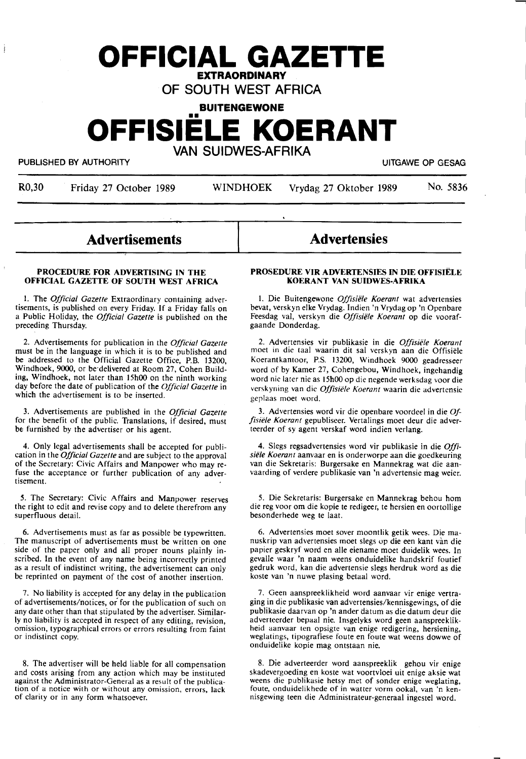# OFFICIAL GAZETTE

**EXTRAORDINARY**

**OF SOUTH WEST AFRICA**

**BUITENGEWONE**

# OFFISIËLE KOERANT

**VAN SUIDWES-AFRIKA**

PUBLISHED BY AUTHORITY — UITGAWE OP GESAG

R0,30 — Friday 27 October 1989 — WINDHOEK — Vrydag 27 Oktober 1989 — No. 5836

## Advertisements

### PROCEDURE FOR ADVERTISING IN THE OFFICIAL GAZETTE OF SOUTH WEST AFRICA

1. The *Official Gazette* Extraordinary containing advertisements, is published on every Friday. If a Friday falls on a Public Holiday, the *Official Gazette* is published on the preceding Thursday.

2. Advertisements for publication in the *Official Gazette* must be in the language in which it is to be published and be addressed to the Official Gazette Office, P.B. 13200, Windhoek, 9000, or be delivered at Room 27, Cohen Building, Windhoek, not later than 15h00 on the ninth working day before the date of publication of the *Official Gazette* in which the advertisement is to be inserted.

3. Advertisements are published in the *Official Gazette* for the benefit of the public. Translations, if desired, must be furnished by the advertiser or his agent.

4. Only legal advertisements shall be accepted for publication in the *Official Gazette* and are subject to the approval of the Secretary: Civic Affairs and Manpower who may refuse the acceptance or further publication of any advertisement.

5. The Secretary: Civic Affairs and Manpower reserves the right to edit and revise copy and to delete therefrom any superfluous detail.

6. Advertisements must as far as possible be typewritten. The manuscript of advertisements must be written on one side of the paper only and all proper nouns plainly inscribed. In the event of any name being incorrectly printed as a result of indistinct writing, the advertisement can only be reprinted on payment of the cost of another insertion.

7. No liability is accepted for any delay in the publication of advertisements/notices, or for the publication of such on any date other than that stipulated by the advertiser. Similarly no liability is accepted in respect of any editing, revision, omission, typographical errors or errors resulting from faint or indistinct copy.

8. The advertiser will be held liable for all compensation and costs arising from any action which may be instituted against the Administrator-General as a result of the publication of a notice with or without any omission, errors, lack of clarity or in any form whatsoever.

## Advertensies

### PROSEDURE VIR ADVERTENSIES IN DIE OFFISIËLE KOERANT VAN SUIDWES-AFRIKA

1. Die Buitengewone *Offisiële Koerant* wat advertensies bevat, verskyn elke Vrydag. Indien 'n Vrydag op 'n Openbare Feesdag val, verskyn die *Offisiële Koerant* op die voorafgaande Donderdag.

2. Advertensies vir publikasie in die *Offisiële Koerant* moet in die taal waarin dit sal verskyn aan die Offisiële Koerantkantoor, P.S. 13200, Windhoek 9000 geadresseer word of by Kamer 27, Cohengebou, Windhoek, ingehandig word nie later nie as 15h00 op die negende werksdag voor die verskyning van die *Offisiële Koerant* waarin die advertensie geplaas moet word.

3. Advertensies word vir die openbare voordeel in die *Offisiële Koerant* gepubliseer. Vertalings moet deur die adverteerder of sy agent verskaf word indien verlang.

4. Slegs regsadvertensies word vir publikasie in die *Offisiële Koerant* aanvaar en is onderworpe aan die goedkeuring van die Sekretaris: Burgersake en Mannekrag wat die aanvaarding of verdere publikasie van 'n advertensie mag weier.

5. Die Sekretaris: Burgersake en Mannekrag behou hom die reg voor om die kopie te redigeer, te hersien en oortollige besonderhede weg te laat.

6. Advertensies moet sover moontlik getik wees. Die manuskrip van advertensies moet slegs op die een kant van die papier geskryf word en alle eiename moet duidelik wees. In gevalle waar 'n naam weens onduidelike handskrif foutief gedruk word, kan die advertensie slegs herdruk word as die koste van 'n nuwe plasing betaal word.

7. Geen aanspreeklikheid word aanvaar vir enige vertraging in die publikasie van advertensies/kennisgewings, of die publikasie daarvan op 'n ander datum as die datum deur die adverteerder bepaal nie. Insgelyks word geen aanspreeklikheid aanvaar ten opsigte van enige redigering, hersiening, weglatings, tipografiese foute en foute wat weens dowwe of onduidelike kopie mag ontstaan nie.

8. Die adverteerder word aanspreeklik gehou vir enige skadevergoeding en koste wat voortvloei uit enige aksie wat weens die publikasie hetsy met of sonder enige weglating, foute, onduidelikhede of in watter vorm ookal, van 'n kennisgewing teen die Administrateur-generaal ingestel word.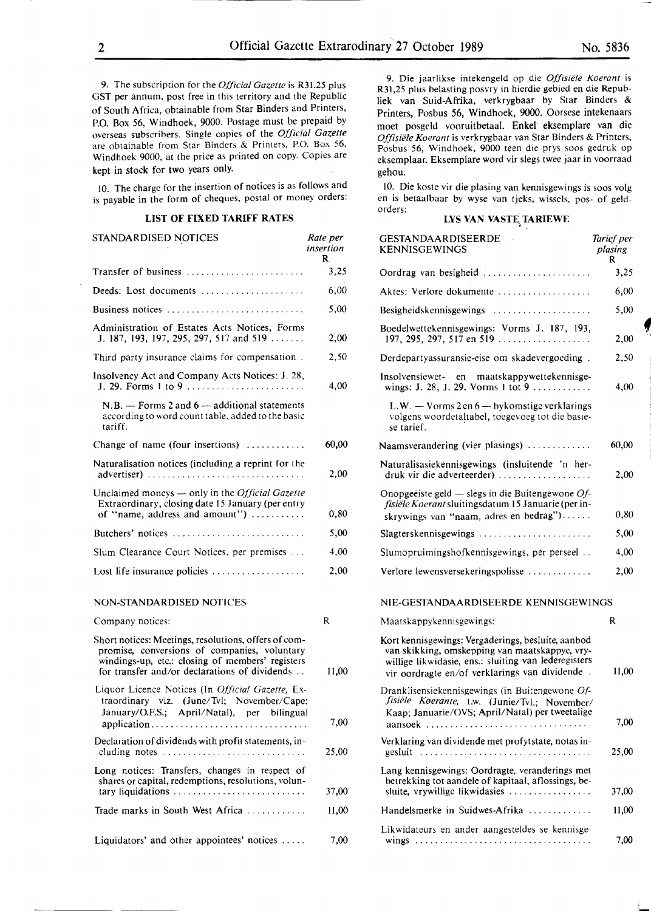9. The subscription for the *Official Gazette* is R31.25 plus GST per annum, post free in this territory and the Republic of South Africa, obtainable from Star Binders and Printers, P.O. Box 56, Windhoek, 9000. Postage must be prepaid by overseas subscribers. Single copies of the *Official Gazette* are obtainable from Star Binders & Printers, P.O. Box 56, Windhoek 9000, at the price as printed on copy. Copies are kept in stock for two years only.

10. The charge for the insertion of notices is as follows and is payable in the form of cheques, postal or money orders:

### LIST OF FIXED TARIFF RATES

| STANDARDISED NOTICES | Rate per insertion R |
|---|---|
| Transfer of business | 3,25 |
| Deeds: Lost documents | 6,00 |
| Business notices | 5,00 |
| Administration of Estates Acts Notices, Forms J. 187, 193, 197, 295, 297, 517 and 519 | 2,00 |
| Third party insurance claims for compensation | 2,50 |
| Insolvency Act and Company Acts Notices: J. 28, J. 29. Forms 1 to 9 | 4,00 |
| N.B. — Forms 2 and 6 — additional statements according to word count table, added to the basic tariff. | |
| Change of name (four insertions) | 60,00 |
| Naturalisation notices (including a reprint for the advertiser) | 2,00 |
| Unclaimed moneys — only in the *Official Gazette* Extraordinary, closing date 15 January (per entry of "name, address and amount") | 0,80 |
| Butchers' notices | 5,00 |
| Slum Clearance Court Notices, per premises | 4,00 |
| Lost life insurance policies | 2,00 |

| NON-STANDARDISED NOTICES | |
|---|---|
| Company notices: | R |
| Short notices: Meetings, resolutions, offers of compromise, conversions of companies, voluntary windings-up, etc.: closing of members' registers for transfer and/or declarations of dividends | 11,00 |
| Liquor Licence Notices (In *Official Gazette,* Extraordinary viz. (June/Tvl; November/Cape; January/O.F.S.; April/Natal), per bilingual application | 7,00 |
| Declaration of dividends with profit statements, including notes | 25,00 |
| Long notices: Transfers, changes in respect of shares or capital, redemptions, resolutions, voluntary liquidations | 37,00 |
| Trade marks in South West Africa | 11,00 |
| Liquidators' and other appointees' notices | 7,00 |

9. Die jaarlikse intekengeld op die *Offisiële Koerant* is R31,25 plus belasting posvry in hierdie gebied en die Republiek van Suid-Afrika, verkrygbaar by Star Binders & Printers, Posbus 56, Windhoek, 9000. Oorsese intekenaars moet posgeld vooruitbetaal. Enkel eksemplare van die *Offisiële Koerant* is verkrygbaar van Star Binders & Printers, Posbus 56, Windhoek, 9000 teen die prys soos gedruk op eksemplaar. Eksemplare word vir slegs twee jaar in voorraad gehou.

10. Die koste vir die plasing van kennisgewings is soos volg en is betaalbaar by wyse van tjeks, wissels, pos- of geldorders:

### LYS VAN VASTE TARIEWE

| GESTANDAARDISEERDE KENNISGEWINGS | Tarief per plasing R |
|---|---|
| Oordrag van besigheid | 3,25 |
| Aktes: Verlore dokumente | 6,00 |
| Besigheidskennisgewings | 5,00 |
| Boedelwettekennisgewings: Vorms J. 187, 193, 197, 295, 297, 517 en 519 | 2,00 |
| Derdepartyassuransie-eise om skadevergoeding | 2,50 |
| Insolvensiewet- en maatskappywettekennisgewings: J. 28, J. 29. Vorms 1 tot 9 | 4,00 |
| L.W. — Vorms 2 en 6 — bykomstige verklarings volgens woordetaltabel, toegevoeg tot die basiese tarief. | |
| Naamsverandering (vier plasings) | 60,00 |
| Naturalisasiekennisgewings (insluitende 'n herdruk vir die adverteerder) | 2,00 |
| Onopgeëiste geld — slegs in die Buitengewone *Offisiële Koerant* sluitingsdatum 15 Januarie (per inskrywings van "naam, adres en bedrag") | 0,80 |
| Slagterskennisgewings | 5,00 |
| Slumopruimingshofkennisgewings, per perseel | 4,00 |
| Verlore lewensversekeringspolisse | 2,00 |

| NIE-GESTANDAARDISEERDE KENNISGEWINGS | |
|---|---|
| Maatskappykennisgewings: | R |
| Kort kennisgewings: Vergaderings, besluite, aanbod van skikking, omskepping van maatskappye, vrywillige likwidasie, ens.: sluiting van lederegisters vir oordragte en/of verklarings van dividende | 11,00 |
| Dranklisensiekennisgewings (in Buitengewone *Offisiële Koerante,* t.w. (Junie/Tvl.; November/Kaap; Januarie/OVS; April/Natal) per tweetalige aansoek | 7,00 |
| Verklaring van dividende met profytstate, notas ingesluit | 25,00 |
| Lang kennisgewings: Oordragte, veranderings met betrekking tot aandele of kapitaal, aflossings, besluite, vrywillige likwidasies | 37,00 |
| Handelsmerke in Suidwes-Afrika | 11,00 |
| Likwidateurs en ander aangesteldes se kennisgewings | 7,00 |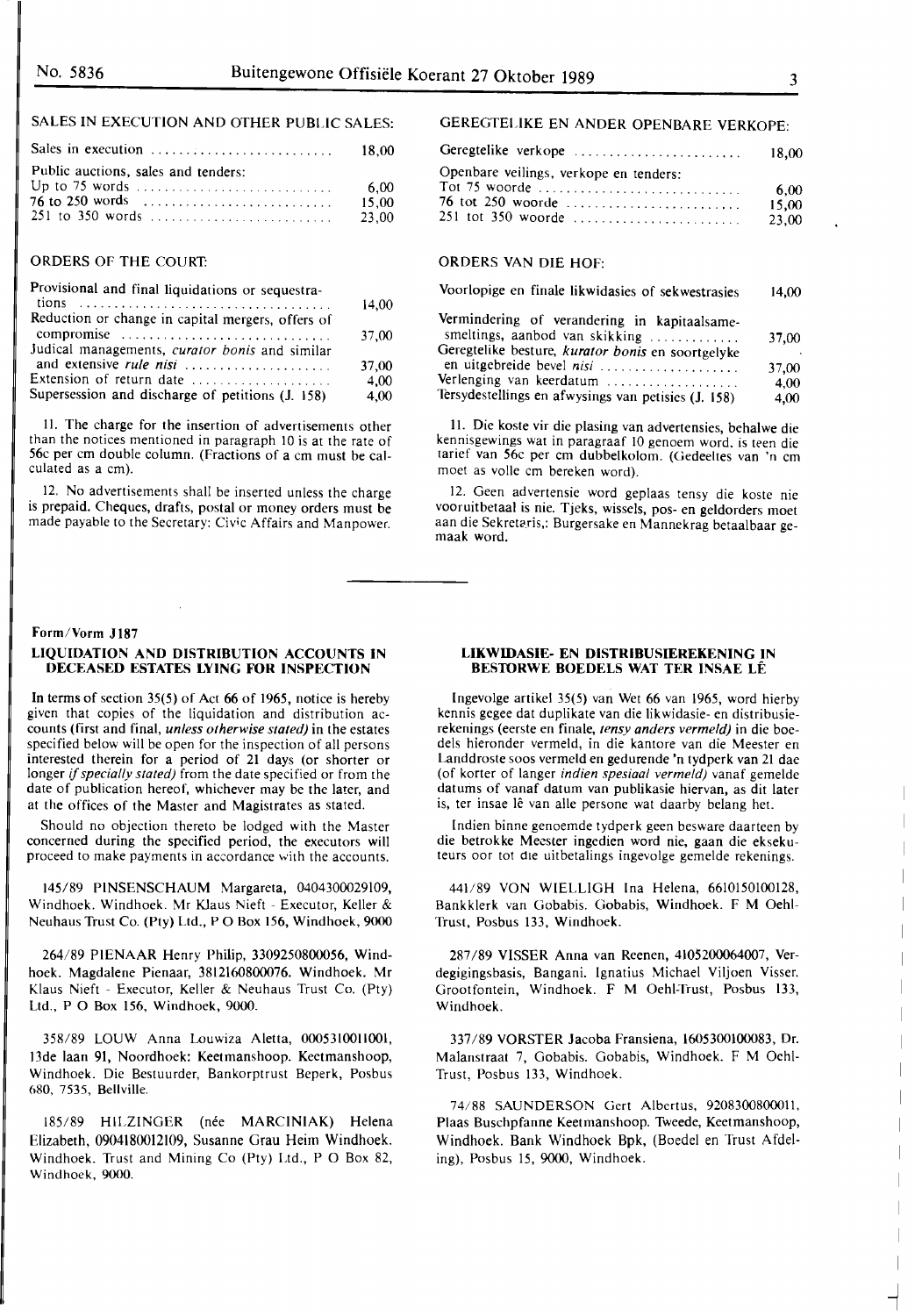## SALES IN EXECUTION AND OTHER PUBLIC SALES:

| | |
|---|---|
| Sales in execution | 18,00 |
| Public auctions, sales and tenders: | |
| Up to 75 words | 6,00 |
| 76 to 250 words | 15,00 |
| 251 to 350 words | 23,00 |

## ORDERS OF THE COURT:

| | |
|---|---|
| Provisional and final liquidations or sequestrations | 14,00 |
| Reduction or change in capital mergers, offers of compromise | 37,00 |
| Judical managements, *curator bonis* and similar and extensive *rule nisi* | 37,00 |
| Extension of return date | 4,00 |
| Supersession and discharge of petitions (J. 158) | 4,00 |

11. The charge for the insertion of advertisements other than the notices mentioned in paragraph 10 is at the rate of 56c per cm double column. (Fractions of a cm must be calculated as a cm).

12. No advertisements shall be inserted unless the charge is prepaid. Cheques, drafts, postal or money orders must be made payable to the Secretary: Civic Affairs and Manpower.

## GEREGTELIKE EN ANDER OPENBARE VERKOPE:

| | |
|---|---|
| Geregtelike verkope | 18,00 |
| Openbare veilings, verkope en tenders: | |
| Tot 75 woorde | 6,00 |
| 76 tot 250 woorde | 15,00 |
| 251 tot 350 woorde | 23,00 |

## ORDERS VAN DIE HOF:

| | |
|---|---|
| Voorlopige en finale likwidasies of sekwestrasies | 14,00 |
| Vermindering of verandering in kapitaalsamesmeltings, aanbod van skikking | 37,00 |
| Geregtelike besture, *kurator bonis* en soortgelyke en uitgebreide bevel *nisi* | 37,00 |
| Verlenging van keerdatum | 4,00 |
| Tersydestellings en afwysings van petisies (J. 158) | 4,00 |

11. Die koste vir die plasing van advertensies, behalwe die kennisgewings wat in paragraaf 10 genoem word, is teen die tarief van 56c per cm dubbelkolom. (Gedeeltes van 'n cm moet as volle cm bereken word).

12. Geen advertensie word geplaas tensy die koste nie vooruitbetaal is nie. Tjeks, wissels, pos- en geldorders moet aan die Sekretaris,: Burgersake en Mannekrag betaalbaar gemaak word.

---

Form/Vorm J187

### LIQUIDATION AND DISTRIBUTION ACCOUNTS IN DECEASED ESTATES LYING FOR INSPECTION

In terms of section 35(5) of Act 66 of 1965, notice is hereby given that copies of the liquidation and distribution accounts (first and final, *unless otherwise stated)* in the estates specified below will be open for the inspection of all persons interested therein for a period of 21 days (or shorter or longer *if specially stated)* from the date specified or from the date of publication hereof, whichever may be the later, and at the offices of the Master and Magistrates as stated.

Should no objection thereto be lodged with the Master concerned during the specified period, the executors will proceed to make payments in accordance with the accounts.

145/89 PINSENSCHAUM Margareta, 0404300029109, Windhoek. Windhoek. Mr Klaus Nieft - Executor, Keller & Neuhaus Trust Co. (Pty) Ltd., P O Box 156, Windhoek, 9000

264/89 PIENAAR Henry Philip, 3309250800056, Windhoek. Magdalene Pienaar, 3812160800076. Windhoek. Mr Klaus Nieft - Executor, Keller & Neuhaus Trust Co. (Pty) Ltd., P O Box 156, Windhoek, 9000.

358/89 LOUW Anna Louwiza Aletta, 0005310011001, 13de laan 91, Noordhoek: Keetmanshoop. Keetmanshoop, Windhoek. Die Bestuurder, Bankorptrust Beperk, Posbus 680, 7535, Bellville.

185/89 HILZINGER (née MARCINIAK) Helena Elizabeth, 0904180012109, Susanne Grau Heim Windhoek. Windhoek. Trust and Mining Co (Pty) Ltd., P O Box 82, Windhoek, 9000.

### LIKWIDASIE- EN DISTRIBUSIEREKENING IN BESTORWE BOEDELS WAT TER INSAE LÊ

Ingevolge artikel 35(5) van Wet 66 van 1965, word hierby kennis gegee dat duplikate van die likwidasie- en distribusierekenings (eerste en finale, *tensy anders vermeld)* in die boedels hieronder vermeld, in die kantore van die Meester en Landdroste soos vermeld en gedurende 'n tydperk van 21 dae (of korter of langer *indien spesiaal vermeld)* vanaf gemelde datums of vanaf datum van publikasie hiervan, as dit later is, ter insae lê van alle persone wat daarby belang het.

Indien binne genoemde tydperk geen besware daarteen by die betrokke Meester ingedien word nie, gaan die eksekuteurs oor tot die uitbetalings ingevolge gemelde rekenings.

441/89 VON WIELLIGH Ina Helena, 6610150100128, Bankklerk van Gobabis. Gobabis, Windhoek. F M Oehl-Trust, Posbus 133, Windhoek.

287/89 VISSER Anna van Reenen, 4105200064007, Verdegigingsbasis, Bangani. Ignatius Michael Viljoen Visser. Grootfontein, Windhoek. F M Oehl-Trust, Posbus 133, Windhoek.

337/89 VORSTER Jacoba Fransiena, 1605300100083, Dr. Malanstraat 7, Gobabis. Gobabis, Windhoek. F M Oehl-Trust, Posbus 133, Windhoek.

74/88 SAUNDERSON Gert Albertus, 9208300800011, Plaas Buschpfanne Keetmanshoop. Tweede, Keetmanshoop, Windhoek. Bank Windhoek Bpk, (Boedel en Trust Afdeling), Posbus 15, 9000, Windhoek.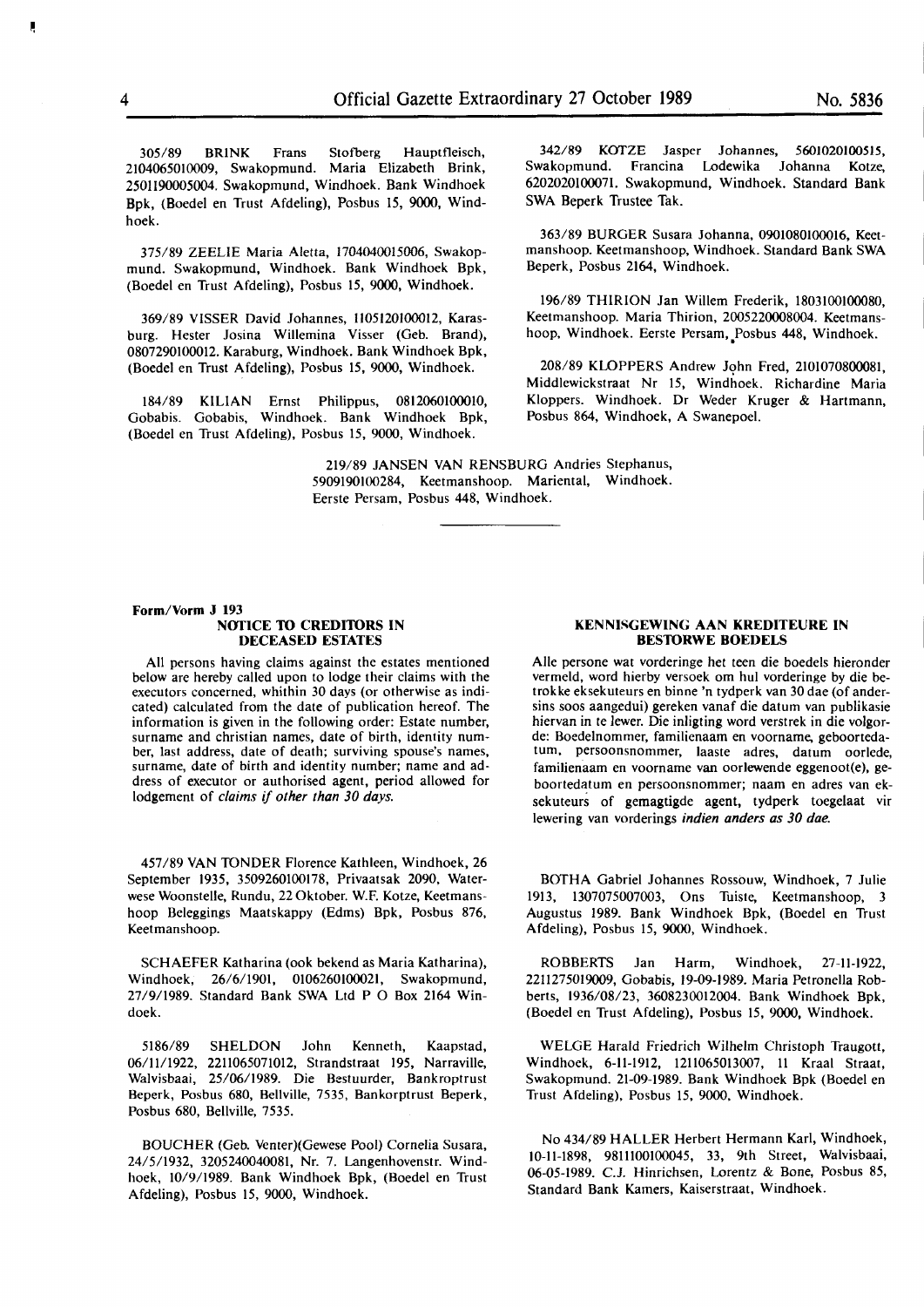305/89 BRINK Frans Stofberg Hauptfleisch, 2104065010009, Swakopmund. Maria Elizabeth Brink, 2501190005004. Swakopmund, Windhoek. Bank Windhoek Bpk, (Boedel en Trust Afdeling), Posbus 15, 9000, Windhoek.

375/89 ZEELIE Maria Aletta, 1704040015006, Swakopmund. Swakopmund, Windhoek. Bank Windhoek Bpk, (Boedel en Trust Afdeling), Posbus 15, 9000, Windhoek.

369/89 VISSER David Johannes, 1105120100012, Karasburg. Hester Josina Willemina Visser (Geb. Brand), 0807290100012. Karaburg, Windhoek. Bank Windhoek Bpk, (Boedel en Trust Afdeling), Posbus 15, 9000, Windhoek.

184/89 KILIAN Ernst Philippus, 0812060100010, Gobabis. Gobabis, Windhoek. Bank Windhoek Bpk, (Boedel en Trust Afdeling), Posbus 15, 9000, Windhoek.

342/89 KOTZE Jasper Johannes, 5601020100515, Swakopmund. Francina Lodewika Johanna Kotze, 6202020100071. Swakopmund, Windhoek. Standard Bank SWA Beperk Trustee Tak.

363/89 BURGER Susara Johanna, 0901080100016, Keetmanshoop. Keetmanshoop, Windhoek. Standard Bank SWA Beperk, Posbus 2164, Windhoek.

196/89 THIRION Jan Willem Frederik, 1803100100080, Keetmanshoop. Maria Thirion, 2005220008004. Keetmanshoop, Windhoek. Eerste Persam, Posbus 448, Windhoek.

208/89 KLOPPERS Andrew John Fred, 2101070800081, Middlewickstraat Nr 15, Windhoek. Richardine Maria Kloppers. Windhoek. Dr Weder Kruger & Hartmann, Posbus 864, Windhoek, A Swanepoel.

219/89 JANSEN VAN RENSBURG Andries Stephanus, 5909190100284, Keetmanshoop. Mariental, Windhoek. Eerste Persam, Posbus 448, Windhoek.

---

**Form/Vorm J 193**

## NOTICE TO CREDITORS IN DECEASED ESTATES

All persons having claims against the estates mentioned below are hereby called upon to lodge their claims with the executors concerned, whithin 30 days (or otherwise as indicated) calculated from the date of publication hereof. The information is given in the following order: Estate number, surname and christian names, date of birth, identity number, last address, date of death; surviving spouse's names, surname, date of birth and identity number; name and address of executor or authorised agent, period allowed for lodgement of *claims if other than 30 days.*

## KENNISGEWING AAN KREDITEURE IN BESTORWE BOEDELS

Alle persone wat vorderinge het teen die boedels hieronder vermeld, word hierby versoek om hul vorderinge by die betrokke eksekuteurs en binne 'n tydperk van 30 dae (of andersins soos aangedui) gereken vanaf die datum van publikasie hiervan in te lewer. Die inligting word verstrek in die volgorde: Boedelnommer, familienaam en voorname, geboortedatum, persoonsnommer, laaste adres, datum oorlede, familienaam en voorname van oorlewende eggenoot(e), geboortedatum en persoonsnommer; naam en adres van eksekuteurs of gemagtigde agent, tydperk toegelaat vir lewering van vorderings *indien anders as 30 dae.*

457/89 VAN TONDER Florence Kathleen, Windhoek, 26 September 1935, 3509260100178, Privaatsak 2090, Waterwese Woonstelle, Rundu, 22 Oktober. W.F. Kotze, Keetmanshoop Beleggings Maatskappy (Edms) Bpk, Posbus 876, Keetmanshoop.

SCHAEFER Katharina (ook bekend as Maria Katharina), Windhoek, 26/6/1901, 0106260100021, Swakopmund, 27/9/1989. Standard Bank SWA Ltd P O Box 2164 Windoek.

5186/89 SHELDON John Kenneth, Kaapstad, 06/11/1922, 2211065071012, Strandstraat 195, Narraville, Walvisbaai, 25/06/1989. Die Bestuurder, Bankroptrust Beperk, Posbus 680, Bellville, 7535, Bankorptrust Beperk, Posbus 680, Bellville, 7535.

BOUCHER (Geb. Venter)(Gewese Pool) Cornelia Susara, 24/5/1932, 3205240040081, Nr. 7. Langenhovenstr. Windhoek, 10/9/1989. Bank Windhoek Bpk, (Boedel en Trust Afdeling), Posbus 15, 9000, Windhoek.

BOTHA Gabriel Johannes Rossouw, Windhoek, 7 Julie 1913, 1307075007003, Ons Tuiste, Keetmanshoop, 3 Augustus 1989. Bank Windhoek Bpk, (Boedel en Trust Afdeling), Posbus 15, 9000, Windhoek.

ROBBERTS Jan Harm, Windhoek, 27-11-1922, 2211275019009, Gobabis, 19-09-1989. Maria Petronella Robberts, 1936/08/23, 3608230012004. Bank Windhoek Bpk, (Boedel en Trust Afdeling), Posbus 15, 9000, Windhoek.

WELGE Harald Friedrich Wilhelm Christoph Traugott, Windhoek, 6-11-1912, 1211065013007, 11 Kraal Straat, Swakopmund. 21-09-1989. Bank Windhoek Bpk (Boedel en Trust Afdeling), Posbus 15, 9000, Windhoek.

No 434/89 HALLER Herbert Hermann Karl, Windhoek, 10-11-1898, 9811100100045, 33, 9th Street, Walvisbaai, 06-05-1989. C.J. Hinrichsen, Lorentz & Bone, Posbus 85, Standard Bank Kamers, Kaiserstraat, Windhoek.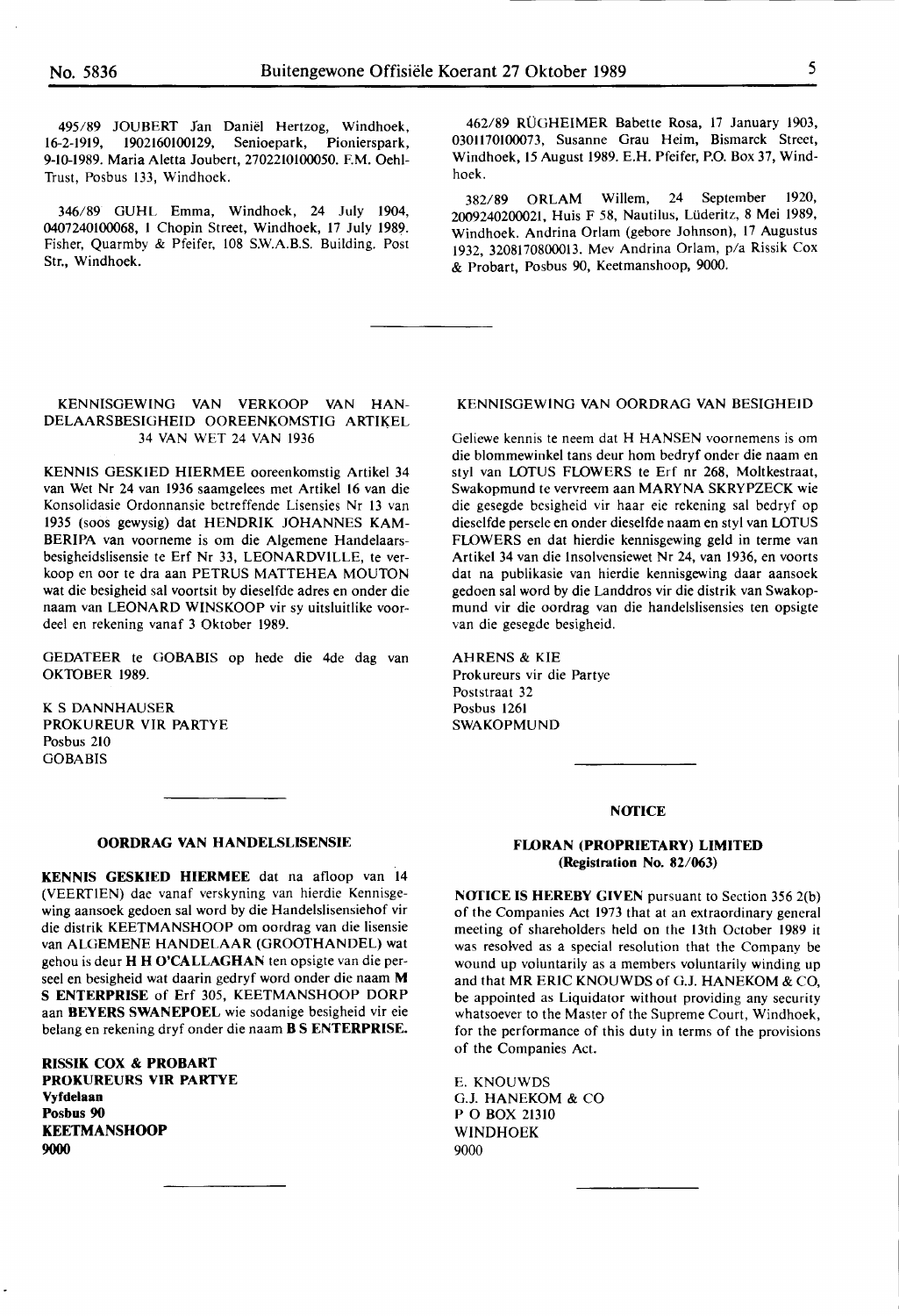495/89 JOUBERT Jan Daniël Hertzog, Windhoek, 16-2-1919, 1902160100129, Senioepark, Pionierspark, 9-10-1989. Maria Aletta Joubert, 2702210100050. F.M. Oehl-Trust, Posbus 133, Windhoek.

346/89 GUHL Emma, Windhoek, 24 July 1904, 0407240100068, 1 Chopin Street, Windhoek, 17 July 1989. Fisher, Quarmby & Pfeifer, 108 S.W.A.B.S. Building, Post Str., Windhoek.

462/89 RÜGHEIMER Babette Rosa, 17 January 1903, 0301170100073, Susanne Grau Heim, Bismarck Street, Windhoek, 15 August 1989. E.H. Pfeifer, P.O. Box 37, Windhoek.

382/89 ORLAM Willem, 24 September 1920, 2009240200021, Huis F 58, Nautilus, Lüderitz, 8 Mei 1989, Windhoek. Andrina Orlam (gebore Johnson), 17 Augustus 1932, 3208170800013. Mev Andrina Orlam, p/a Rissik Cox & Probart, Posbus 90, Keetmanshoop, 9000.

---

KENNISGEWING VAN VERKOOP VAN HANDELAARSBESIGHEID OOREENKOMSTIG ARTIKEL 34 VAN WET 24 VAN 1936

KENNIS GESKIED HIERMEE ooreenkomstig Artikel 34 van Wet Nr 24 van 1936 saamgelees met Artikel 16 van die Konsolidasie Ordonnansie betreffende Lisensies Nr 13 van 1935 (soos gewysig) dat HENDRIK JOHANNES KAMBERIPA van voorneme is om die Algemene Handelaarsbesigheidslisensie te Erf Nr 33, LEONARDVILLE, te verkoop en oor te dra aan PETRUS MATTEHEA MOUTON wat die besigheid sal voortsit by dieselfde adres en onder die naam van LEONARD WINSKOOP vir sy uitsluitlike voordeel en rekening vanaf 3 Oktober 1989.

GEDATEER te GOBABIS op hede die 4de dag van OKTOBER 1989.

K S DANNHAUSER
PROKUREUR VIR PARTYE
Posbus 210
GOBABIS

---

**OORDRAG VAN HANDELSLISENSIE**

**KENNIS GESKIED HIERMEE** dat na afloop van 14 (VEERTIEN) dae vanaf verskyning van hierdie Kennisgewing aansoek gedoen sal word by die Handelslisensiehof vir die distrik KEETMANSHOOP om oordrag van die lisensie van ALGEMENE HANDELAAR (GROOTHANDEL) wat gehou is deur **H H O'CALLAGHAN** ten opsigte van die perseel en besigheid wat daarin gedryf word onder die naam **M S ENTERPRISE** of Erf 305, KEETMANSHOOP DORP aan **BEYERS SWANEPOEL** wie sodanige besigheid vir eie belang en rekening dryf onder die naam **B S ENTERPRISE.**

**RISSIK COX & PROBART**
**PROKUREURS VIR PARTYE**
**Vyfdelaan**
**Posbus 90**
**KEETMANSHOOP**
**9000**

---

KENNISGEWING VAN OORDRAG VAN BESIGHEID

Geliewe kennis te neem dat H HANSEN voornemens is om die blommewinkel tans deur hom bedryf onder die naam en styl van LOTUS FLOWERS te Erf nr 268, Moltkestraat, Swakopmund te vervreem aan MARYNA SKRYPZECK wie die gesegde besigheid vir haar eie rekening sal bedryf op dieselfde persele en onder dieselfde naam en styl van LOTUS FLOWERS en dat hierdie kennisgewing geld in terme van Artikel 34 van die Insolvensiewet Nr 24, van 1936, en voorts dat na publikasie van hierdie kennisgewing daar aansoek gedoen sal word by die Landdros vir die distrik van Swakopmund vir die oordrag van die handelslisensies ten opsigte van die gesegde besigheid.

AHRENS & KIE
Prokureurs vir die Partye
Poststraat 32
Posbus 1261
SWAKOPMUND

---

**NOTICE**

**FLORAN (PROPRIETARY) LIMITED**
**(Registration No. 82/063)**

**NOTICE IS HEREBY GIVEN** pursuant to Section 356 2(b) of the Companies Act 1973 that at an extraordinary general meeting of shareholders held on the 13th October 1989 it was resolved as a special resolution that the Company be wound up voluntarily as a members voluntarily winding up and that MR ERIC KNOUWDS of G.J. HANEKOM & CO, be appointed as Liquidator without providing any security whatsoever to the Master of the Supreme Court, Windhoek, for the performance of this duty in terms of the provisions of the Companies Act.

E. KNOUWDS
G.J. HANEKOM & CO
P O BOX 21310
WINDHOEK
9000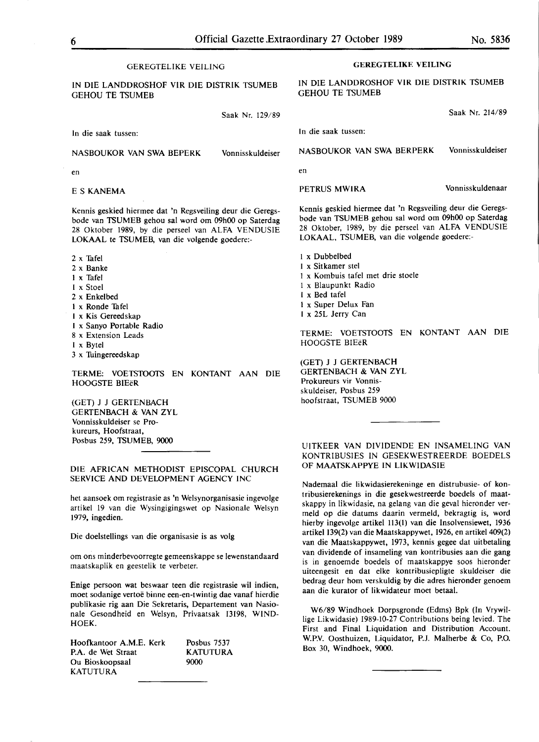## GEREGTELIKE VEILING

**IN DIE LANDDROSHOF VIR DIE DISTRIK TSUMEB GEHOU TE TSUMEB**

Saak Nr. 129/89

In die saak tussen:

NASBOUKOR VAN SWA BEPERK — Vonnisskuldeiser

en

E S KANEMA

Kennis geskied hiermee dat 'n Regsveiling deur die Geregsbode van TSUMEB gehou sal word om 09h00 op Saterdag 28 Oktober 1989, by die perseel van ALFA VENDUSIE LOKAAL te TSUMEB, van die volgende goedere:-

2 x Tafel
2 x Banke
1 x Tafel
1 x Stoel
2 x Enkelbed
1 x Ronde Tafel
1 x Kis Gereedskap
1 x Sanyo Portable Radio
8 x Extension Leads
1 x Bytel
3 x Tuingereedskap

TERME: VOETSTOOTS EN KONTANT AAN DIE HOOGSTE BIEëR

(GET) J J GERTENBACH
GERTENBACH & VAN ZYL
Vonnisskuldeiser se Prokureurs, Hoofstraat,
Posbus 259, TSUMEB, 9000

---

## DIE AFRICAN METHODIST EPISCOPAL CHURCH SERVICE AND DEVELOPMENT AGENCY INC

het aansoek om registrasie as 'n Welsynorganisasie ingevolge artikel 19 van die Wysingigingswet op Nasionale Welsyn 1979, ingedien.

Die doelstellings van die organisasie is as volg

om ons minderbevoorregte gemeenskappe se lewenstandaard maatskaplik en geestelik te verbeter.

Enige persoon wat beswaar teen die registrasie wil indien, moet sodanige vertoë binne een-en-twintig dae vanaf hierdie publikasie rig aan Die Sekretaris, Departement van Nasionale Gesondheid en Welsyn, Privaatsak 13198, WINDHOEK.

Hoofkantoor A.M.E. Kerk
P.A. de Wet Straat
Ou Bioskoopsaal
KATUTURA

Posbus 7537
KATUTURA
9000

---

## GEREGTELIKE VEILING

**IN DIE LANDDROSHOF VIR DIE DISTRIK TSUMEB GEHOU TE TSUMEB**

Saak Nr. 214/89

In die saak tussen:

NASBOUKOR VAN SWA BERPERK — Vonnisskuldeiser

en

PETRUS MWIRA — Vonnisskuldenaar

Kennis geskied hiermee dat 'n Regsveiling deur die Geregsbode van TSUMEB gehou sal word om 09h00 op Saterdag 28 Oktober, 1989, by die perseel van ALFA VENDUSIE LOKAAL, TSUMEB, van die volgende goedere:-

1 x Dubbelbed
1 x Sitkamer stel
1 x Kombuis tafel met drie stoele
1 x Blaupunkt Radio
1 x Bed tafel
1 x Super Delux Fan
1 x 25L Jerry Can

TERME: VOETSTOOTS EN KONTANT AAN DIE HOOGSTE BIEëR

(GET) J J GERTENBACH
GERTENBACH & VAN ZYL
Prokureurs vir Vonnisskuldeiser, Posbus 259
hoofstraat, TSUMEB 9000

---

## UITKEER VAN DIVIDENDE EN INSAMELING VAN KONTRIBUSIES IN GESEKWESTREERDE BOEDELS OF MAATSKAPPYE IN LIKWIDASIE

Nademaal die likwidasierekeninge en distrubusie- of kontribusierekenings in die gesekwestreerde boedels of maatskappy in likwidasie, na gelang van die geval hieronder vermeld op die datums daarin vermeld, bekragtig is, word hierby ingevolge artikel 113(1) van die Insolvensiewet, 1936 artikel 139(2) van die Maatskappywet, 1926, en artikel 409(2) van die Maatskappywet, 1973, kennis gegee dat uitbetaling van dividende of insameling van kontribusies aan die gang is in genoemde boedels of maatskappye soos hieronder uiteengesit en dat elke kontribusiepligte skuldeiser die bedrag deur hom verskuldig by die adres hieronder genoem aan die kurator of likwidateur moet betaal.

W6/89 Windhoek Dorpsgronde (Edms) Bpk (In Vrywillige Likwidasie) 1989-10-27 Contributions being levied. The First and Final Liquidation and Distribution Account. W.P.V. Oosthuizen, Liquidator, P.J. Malherbe & Co, P.O. Box 30, Windhoek, 9000.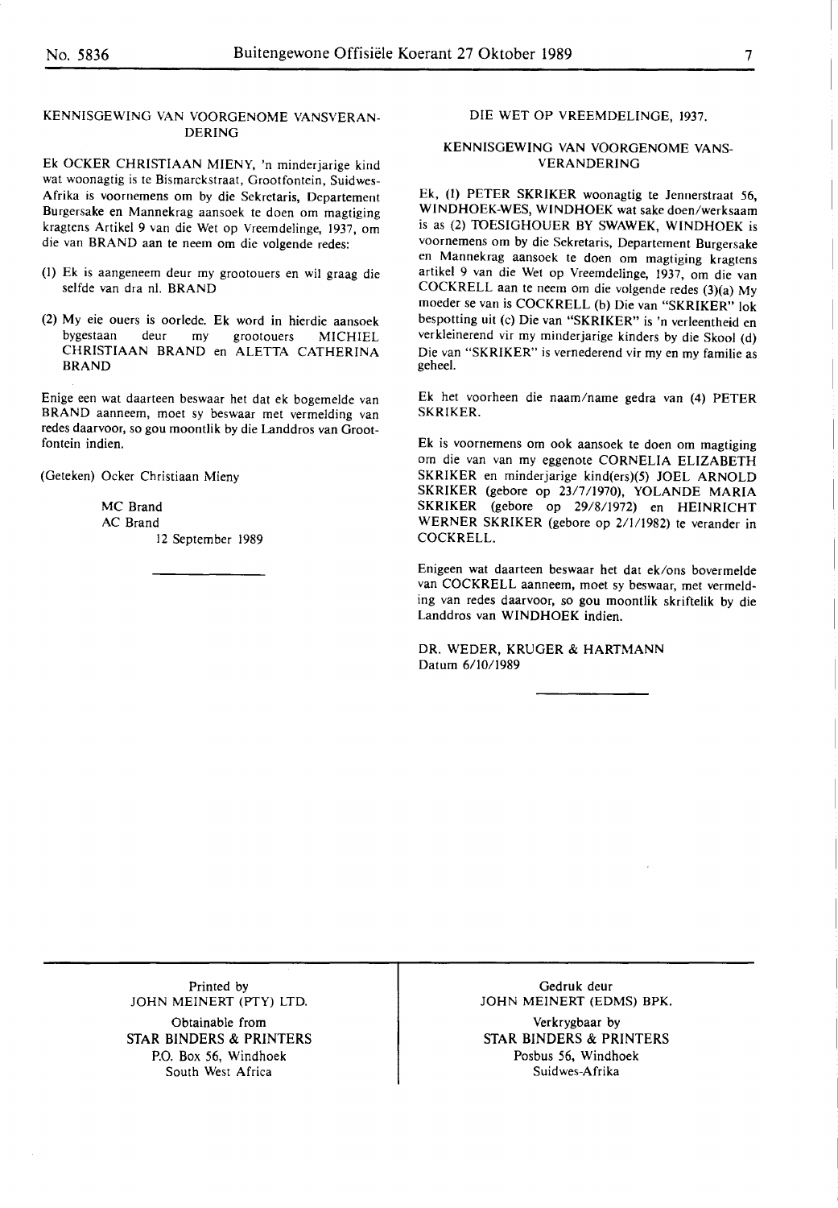## KENNISGEWING VAN VOORGENOME VANSVERANDERING

Ek OCKER CHRISTIAAN MIENY, 'n minderjarige kind wat woonagtig is te Bismarckstraat, Grootfontein, Suidwes-Afrika is voornemens om by die Sekretaris, Departement Burgersake en Mannekrag aansoek te doen om magtiging kragtens Artikel 9 van die Wet op Vreemdelinge, 1937, om die van BRAND aan te neem om die volgende redes:

(1) Ek is aangeneem deur my grootouers en wil graag die selfde van dra nl. BRAND

(2) My eie ouers is oorlede. Ek word in hierdie aansoek bygestaan deur my grootouers MICHIEL CHRISTIAAN BRAND en ALETTA CATHERINA BRAND

Enige een wat daarteen beswaar het dat ek bogemelde van BRAND aanneem, moet sy beswaar met vermelding van redes daarvoor, so gou moontlik by die Landdros van Grootfontein indien.

(Geteken) Ocker Christiaan Mieny

MC Brand
AC Brand
12 September 1989

---

## DIE WET OP VREEMDELINGE, 1937.

## KENNISGEWING VAN VOORGENOME VANSVERANDERING

Ek, (1) PETER SKRIKER woonagtig te Jennerstraat 56, WINDHOEK-WES, WINDHOEK wat sake doen/werksaam is as (2) TOESIGHOUER BY SWAWEK, WINDHOEK is voornemens om by die Sekretaris, Departement Burgersake en Mannekrag aansoek te doen om magtiging kragtens artikel 9 van die Wet op Vreemdelinge, 1937, om die van COCKRELL aan te neem om die volgende redes (3)(a) My moeder se van is COCKRELL (b) Die van "SKRIKER" lok bespotting uit (c) Die van "SKRIKER" is 'n verleentheid en verkleinerend vir my minderjarige kinders by die Skool (d) Die van "SKRIKER" is vernederend vir my en my familie as geheel.

Ek het voorheen die naam/name gedra van (4) PETER SKRIKER.

Ek is voornemens om ook aansoek te doen om magtiging om die van van my eggenote CORNELIA ELIZABETH SKRIKER en minderjarige kind(ers)(5) JOEL ARNOLD SKRIKER (gebore op 23/7/1970), YOLANDE MARIA SKRIKER (gebore op 29/8/1972) en HEINRICHT WERNER SKRIKER (gebore op 2/1/1982) te verander in COCKRELL.

Enigeen wat daarteen beswaar het dat ek/ons bovermelde van COCKRELL aanneem, moet sy beswaar, met vermelding van redes daarvoor, so gou moontlik skriftelik by die Landdros van WINDHOEK indien.

DR. WEDER, KRUGER & HARTMANN
Datum 6/10/1989

---

Printed by
JOHN MEINERT (PTY) LTD.
Obtainable from
STAR BINDERS & PRINTERS
P.O. Box 56, Windhoek
South West Africa

Gedruk deur
JOHN MEINERT (EDMS) BPK.
Verkrygbaar by
STAR BINDERS & PRINTERS
Posbus 56, Windhoek
Suidwes-Afrika